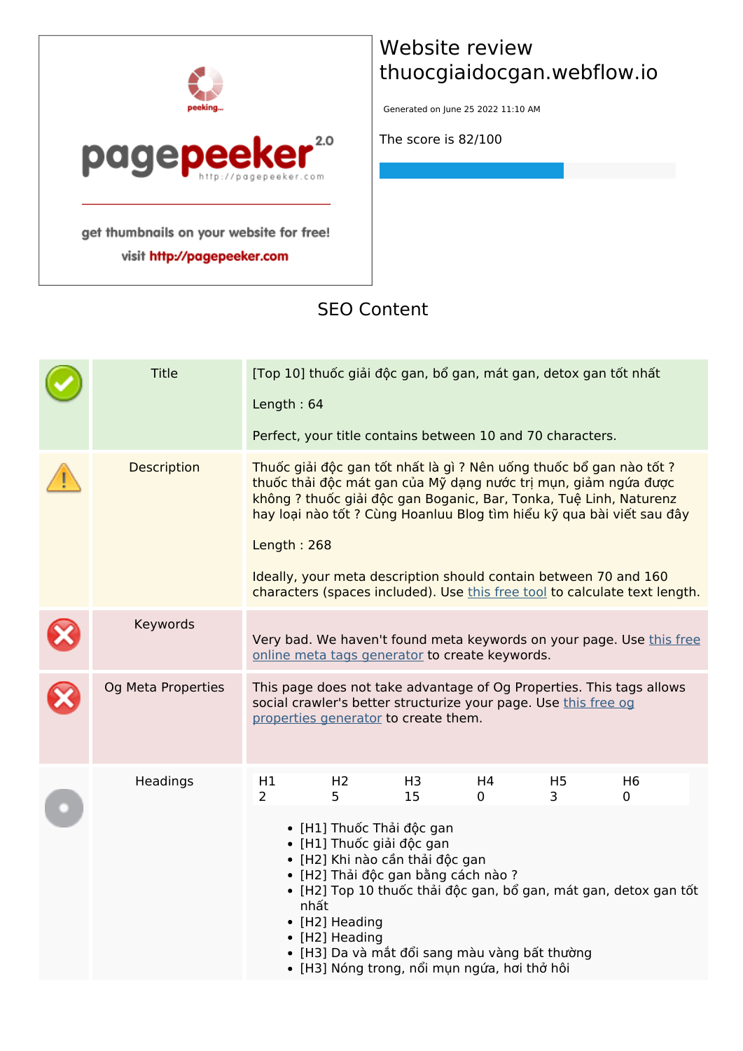# Website review thuocgiaidocgan.webflow.io

Generated on June 25 2022 11:10 AM

The score is 82/100

## SEO Content

| | | |
|---|---|---|
| Title | [Top 10] thuốc giải độc gan, bổ gan, mát gan, detox gan tốt nhất<br><br>Length : 64<br><br>Perfect, your title contains between 10 and 70 characters. |
| Description | Thuốc giải độc gan tốt nhất là gì ? Nên uống thuốc bổ gan nào tốt ? thuốc thải độc mát gan của Mỹ dạng nước trị mụn, giảm ngứa được không ? thuốc giải độc gan Boganic, Bar, Tonka, Tuệ Linh, Naturenz hay loại nào tốt ? Cùng Hoanluu Blog tìm hiểu kỹ qua bài viết sau đây<br><br>Length : 268<br><br>Ideally, your meta description should contain between 70 and 160 characters (spaces included). Use this free tool to calculate text length. |
| Keywords | Very bad. We haven't found meta keywords on your page. Use this free online meta tags generator to create keywords. |
| Og Meta Properties | This page does not take advantage of Og Properties. This tags allows social crawler's better structurize your page. Use this free og properties generator to create them. |
| Headings | see below |

**Headings**

| H1 | H2 | H3 | H4 | H5 | H6 |
|---|---|---|---|---|---|
| 2 | 5 | 15 | 0 | 3 | 0 |

- [H1] Thuốc Thải độc gan
- [H1] Thuốc giải độc gan
- [H2] Khi nào cần thải độc gan
- [H2] Thải độc gan bằng cách nào ?
- [H2] Top 10 thuốc thải độc gan, bổ gan, mát gan, detox gan tốt nhất
- [H2] Heading
- [H2] Heading
- [H3] Da và mắt đổi sang màu vàng bất thường
- [H3] Nóng trong, nổi mụn ngứa, hơi thở hôi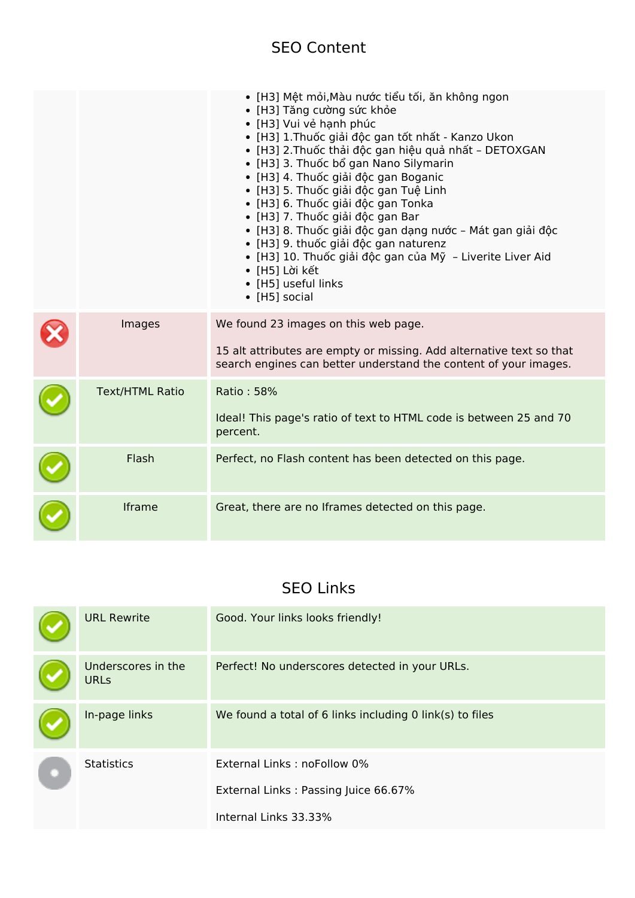## SEO Content

| | | |
|---|---|---|
| | | • [H3] Mệt mỏi,Màu nước tiểu tối, ăn không ngon<br>• [H3] Tăng cường sức khỏe<br>• [H3] Vui vẻ hạnh phúc<br>• [H3] 1.Thuốc giải độc gan tốt nhất - Kanzo Ukon<br>• [H3] 2.Thuốc thải độc gan hiệu quả nhất – DETOXGAN<br>• [H3] 3. Thuốc bổ gan Nano Silymarin<br>• [H3] 4. Thuốc giải độc gan Boganic<br>• [H3] 5. Thuốc giải độc gan Tuệ Linh<br>• [H3] 6. Thuốc giải độc gan Tonka<br>• [H3] 7. Thuốc giải độc gan Bar<br>• [H3] 8. Thuốc giải độc gan dạng nước – Mát gan giải độc<br>• [H3] 9. thuốc giải độc gan naturenz<br>• [H3] 10. Thuốc giải độc gan của Mỹ  – Liverite Liver Aid<br>• [H5] Lời kết<br>• [H5] useful links<br>• [H5] social |
| ✗ | Images | We found 23 images on this web page.<br><br>15 alt attributes are empty or missing. Add alternative text so that search engines can better understand the content of your images. |
| ✓ | Text/HTML Ratio | Ratio : 58%<br><br>Ideal! This page's ratio of text to HTML code is between 25 and 70 percent. |
| ✓ | Flash | Perfect, no Flash content has been detected on this page. |
| ✓ | Iframe | Great, there are no Iframes detected on this page. |

## SEO Links

| | | |
|---|---|---|
| ✓ | URL Rewrite | Good. Your links looks friendly! |
| ✓ | Underscores in the URLs | Perfect! No underscores detected in your URLs. |
| ✓ | In-page links | We found a total of 6 links including 0 link(s) to files |
| | Statistics | External Links : noFollow 0%<br><br>External Links : Passing Juice 66.67%<br><br>Internal Links 33.33% |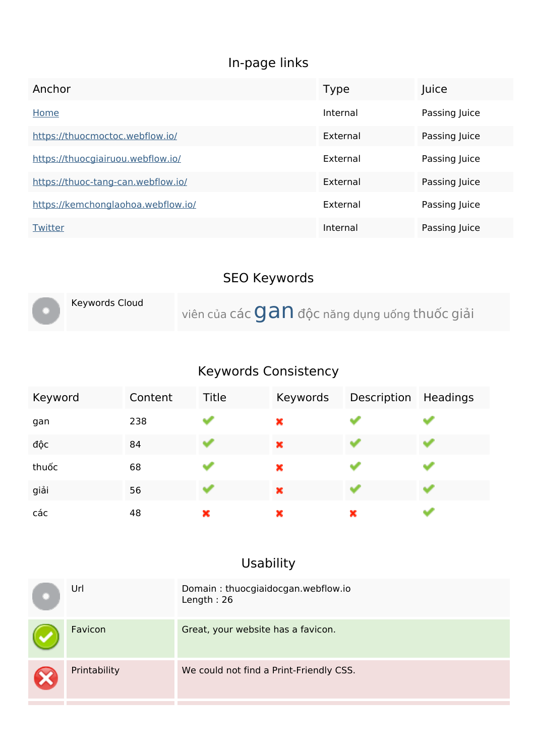## In-page links

| Anchor | Type | Juice |
| --- | --- | --- |
| Home | Internal | Passing Juice |
| https://thuocmoctoc.webflow.io/ | External | Passing Juice |
| https://thuocgiairuou.webflow.io/ | External | Passing Juice |
| https://thuoc-tang-can.webflow.io/ | External | Passing Juice |
| https://kemchonglaohoa.webflow.io/ | External | Passing Juice |
| Twitter | Internal | Passing Juice |

## SEO Keywords

| | |
| --- | --- |
| Keywords Cloud | viên của các gan độc năng dụng uống thuốc giải |

## Keywords Consistency

| Keyword | Content | Title | Keywords | Description | Headings |
| --- | --- | --- | --- | --- | --- |
| gan | 238 | ✔ | ✘ | ✔ | ✔ |
| độc | 84 | ✔ | ✘ | ✔ | ✔ |
| thuốc | 68 | ✔ | ✘ | ✔ | ✔ |
| giải | 56 | ✔ | ✘ | ✔ | ✔ |
| các | 48 | ✘ | ✘ | ✘ | ✔ |

## Usability

| | |
| --- | --- |
| Url | Domain : thuocgiaidocgan.webflow.io<br>Length : 26 |
| Favicon | Great, your website has a favicon. |
| Printability | We could not find a Print-Friendly CSS. |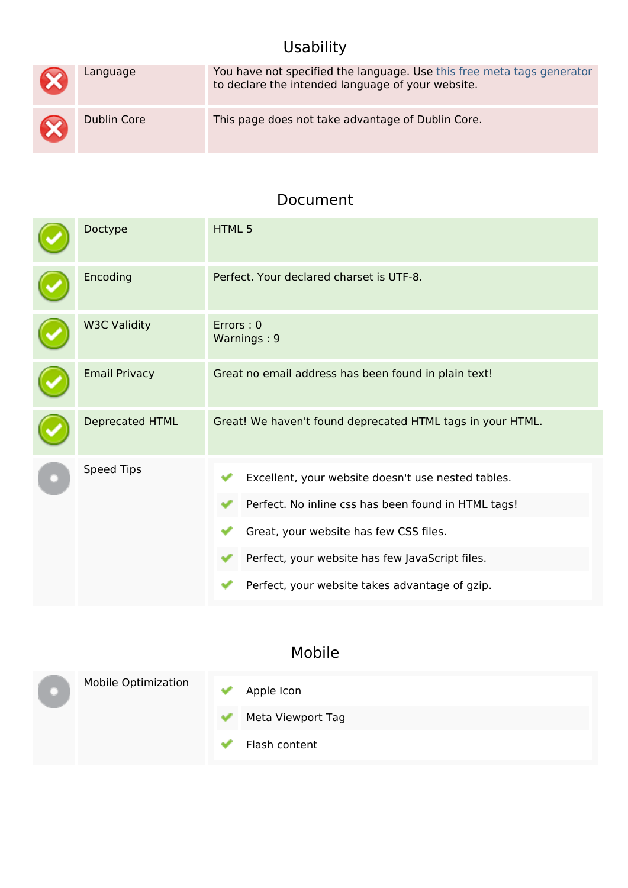## Usability

| | | |
|---|---|---|
| ✗ | Language | You have not specified the language. Use this free meta tags generator to declare the intended language of your website. |
| ✗ | Dublin Core | This page does not take advantage of Dublin Core. |

## Document

| | | |
|---|---|---|
| ✓ | Doctype | HTML 5 |
| ✓ | Encoding | Perfect. Your declared charset is UTF-8. |
| ✓ | W3C Validity | Errors : 0<br>Warnings : 9 |
| ✓ | Email Privacy | Great no email address has been found in plain text! |
| ✓ | Deprecated HTML | Great! We haven't found deprecated HTML tags in your HTML. |
| | Speed Tips | ✓ Excellent, your website doesn't use nested tables.<br>✓ Perfect. No inline css has been found in HTML tags!<br>✓ Great, your website has few CSS files.<br>✓ Perfect, your website has few JavaScript files.<br>✓ Perfect, your website takes advantage of gzip. |

## Mobile

| | | |
|---|---|---|
| | Mobile Optimization | ✓ Apple Icon<br>✓ Meta Viewport Tag<br>✓ Flash content |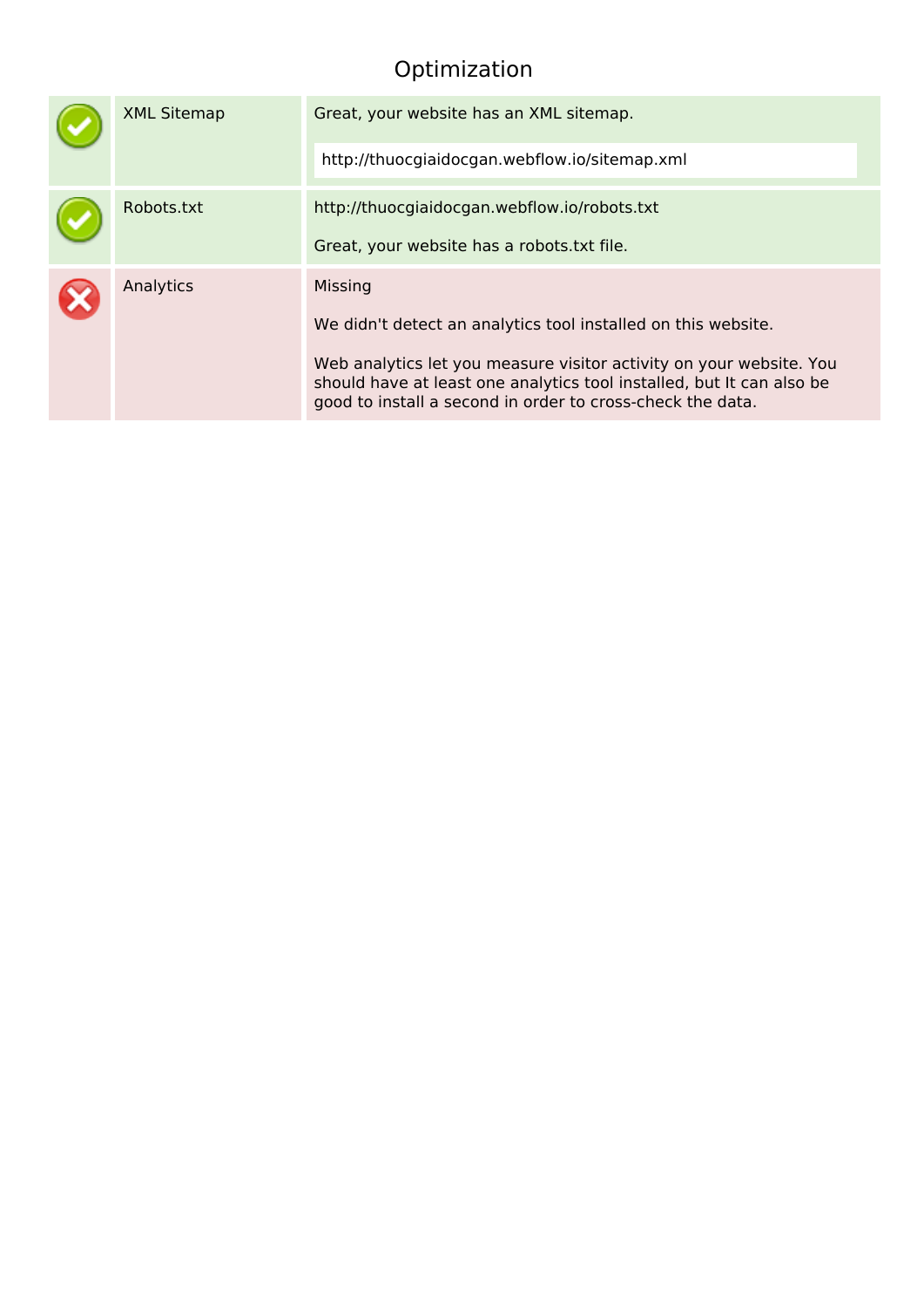## Optimization

| | | |
|---|---|---|
| ✓ | XML Sitemap | Great, your website has an XML sitemap.<br><br>http://thuocgiaidocgan.webflow.io/sitemap.xml |
| ✓ | Robots.txt | http://thuocgiaidocgan.webflow.io/robots.txt<br><br>Great, your website has a robots.txt file. |
| ✗ | Analytics | Missing<br><br>We didn't detect an analytics tool installed on this website.<br><br>Web analytics let you measure visitor activity on your website. You should have at least one analytics tool installed, but It can also be good to install a second in order to cross-check the data. |